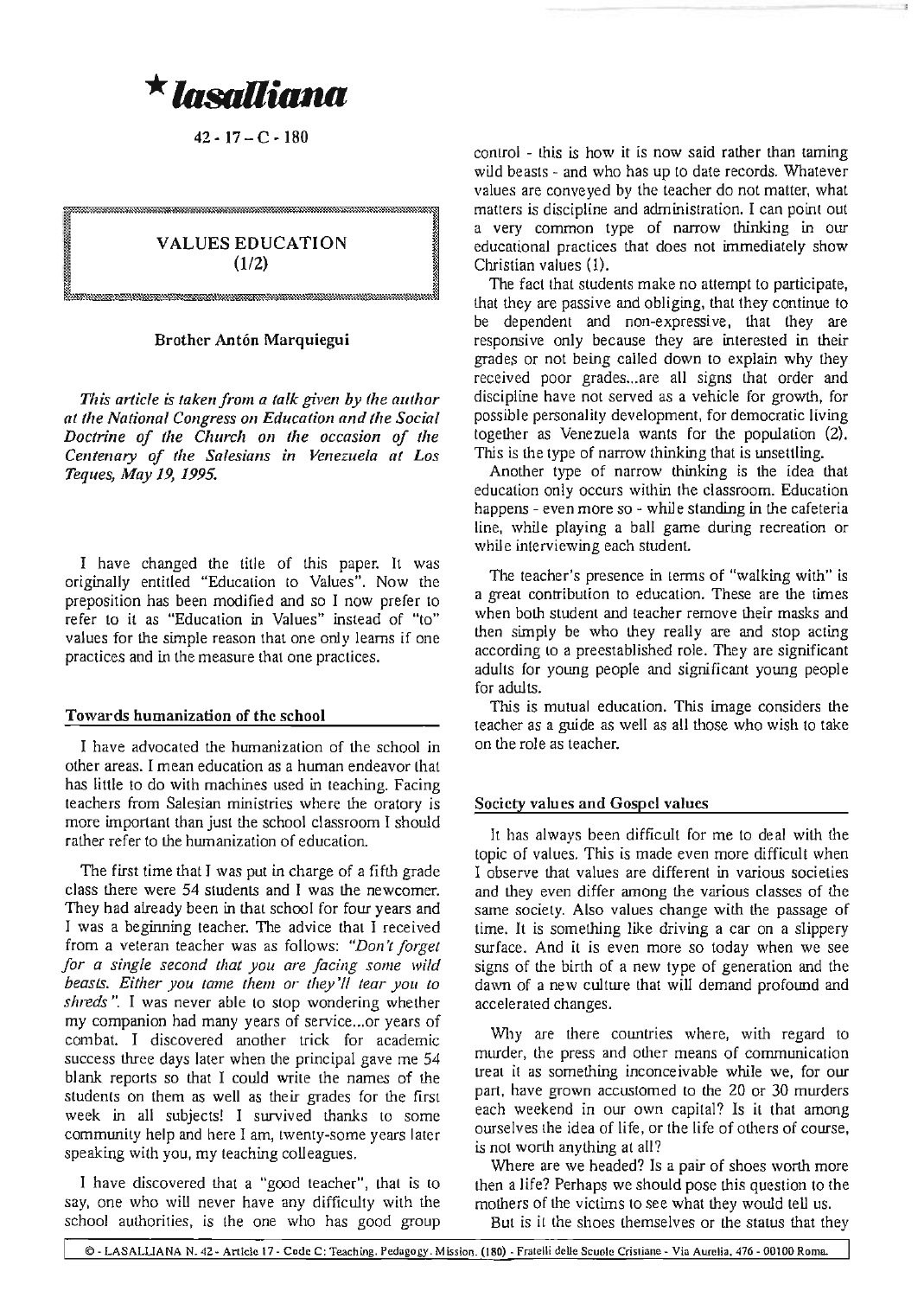**★ lasalliana**

42 - 17 – C - 180

# VALUES EDUCATION (1/2)

**Brother Antón Marquiegui**

*This article is taken from a talk given by the author at the National Congress on Education and the Social Doctrine of the Church on the occasion of the Centenary of the Salesians in Venezuela at Los Teques, May 19, 1995.*

I have changed the title of this paper. It was originally entitled "Education to Values". Now the preposition has been modified and so I now prefer to refer to it as "Education in Values" instead of "to" values for the simple reason that one only learns if one practices and in the measure that one practices.

## Towards humanization of the school

I have advocated the humanization of the school in other areas. I mean education as a human endeavor that has little to do with machines used in teaching. Facing teachers from Salesian ministries where the oratory is more important than just the school classroom I should rather refer to the humanization of education.

The first time that I was put in charge of a fifth grade class there were 54 students and I was the newcomer. They had already been in that school for four years and I was a beginning teacher. The advice that I received from a veteran teacher was as follows: *"Don't forget for a single second that you are facing some wild beasts. Either you tame them or they'll tear you to shreds".* I was never able to stop wondering whether my companion had many years of service...or years of combat. I discovered another trick for academic success three days later when the principal gave me 54 blank reports so that I could write the names of the students on them as well as their grades for the first week in all subjects! I survived thanks to some community help and here I am, twenty-some years later speaking with you, my teaching colleagues.

I have discovered that a "good teacher", that is to say, one who will never have any difficulty with the school authorities, is the one who has good group control - this is how it is now said rather than taming wild beasts - and who has up to date records. Whatever values are conveyed by the teacher do not matter, what matters is discipline and administration. I can point out a very common type of narrow thinking in our educational practices that does not immediately show Christian values (1).

The fact that students make no attempt to participate, that they are passive and obliging, that they continue to be dependent and non-expressive, that they are responsive only because they are interested in their grades or not being called down to explain why they received poor grades...are all signs that order and discipline have not served as a vehicle for growth, for possible personality development, for democratic living together as Venezuela wants for the population (2). This is the type of narrow thinking that is unsettling.

Another type of narrow thinking is the idea that education only occurs within the classroom. Education happens - even more so - while standing in the cafeteria line, while playing a ball game during recreation or while interviewing each student.

The teacher's presence in terms of "walking with" is a great contribution to education. These are the times when both student and teacher remove their masks and then simply be who they really are and stop acting according to a preestablished role. They are significant adults for young people and significant young people for adults.

This is mutual education. This image considers the teacher as a guide as well as all those who wish to take on the role as teacher.

## Society values and Gospel values

It has always been difficult for me to deal with the topic of values. This is made even more difficult when I observe that values are different in various societies and they even differ among the various classes of the same society. Also values change with the passage of time. It is something like driving a car on a slippery surface. And it is even more so today when we see signs of the birth of a new type of generation and the dawn of a new culture that will demand profound and accelerated changes.

Why are there countries where, with regard to murder, the press and other means of communication treat it as something inconceivable while we, for our part, have grown accustomed to the 20 or 30 murders each weekend in our own capital? Is it that among ourselves the idea of life, or the life of others of course, is not worth anything at all?

Where are we headed? Is a pair of shoes worth more then a life? Perhaps we should pose this question to the mothers of the victims to see what they would tell us.

But is it the shoes themselves or the status that they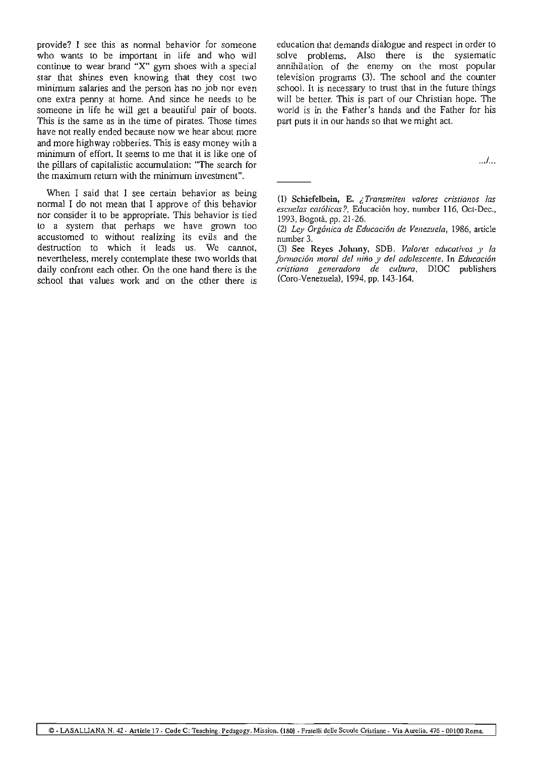provide? I see this as normal behavior for someone who wants to be important in life and who will continue to wear brand "X" gym shoes with a special star that shines even knowing that they cost two minimum salaries and the person has no job nor even one extra penny at home. And since he needs to be someone in life he will get a beautiful pair of boots. This is the same as in the time of pirates. Those times have not really ended because now we hear about more and more highway robberies. This is easy money with a minimum of effort. It seems to me that it is like one of the pillars of capitalistic accumulation: "The search for the maximum return with the minimum investment".

When I said that I see certain behavior as being normal I do not mean that I approve of this behavior nor consider it to be appropriate. This behavior is tied to a system that perhaps we have grown too accustomed to without realizing its evils and the destruction to which it leads us. We cannot, nevertheless, merely contemplate these two worlds that daily confront each other. On the one hand there is the school that values work and on the other there is education that demands dialogue and respect in order to solve problems. Also there is the systematic annihilation of the enemy on the most popular television programs (3). The school and the counter school. It is necessary to trust that in the future things will be better. This is part of our Christian hope. The world is in the Father's hands and the Father for his part puts it in our hands so that we might act.

.../...

---

(1) **Schiefelbein, E.** *¿Transmiten valores cristianos las escuelas católicas?*, Educación hoy, number 116, Oct-Dec., 1993, Bogotá, pp. 21-26.

(2) *Ley Orgánica de Educación de Venezuela*, 1986, article number 3.

(3) **See Reyes Johnny**, SDB. *Valores educativos y la formación moral del niño y del adolescente*. In *Educación cristiana generadora de cultura*, DIOC publishers (Coro-Venezuela), 1994, pp. 143-164.